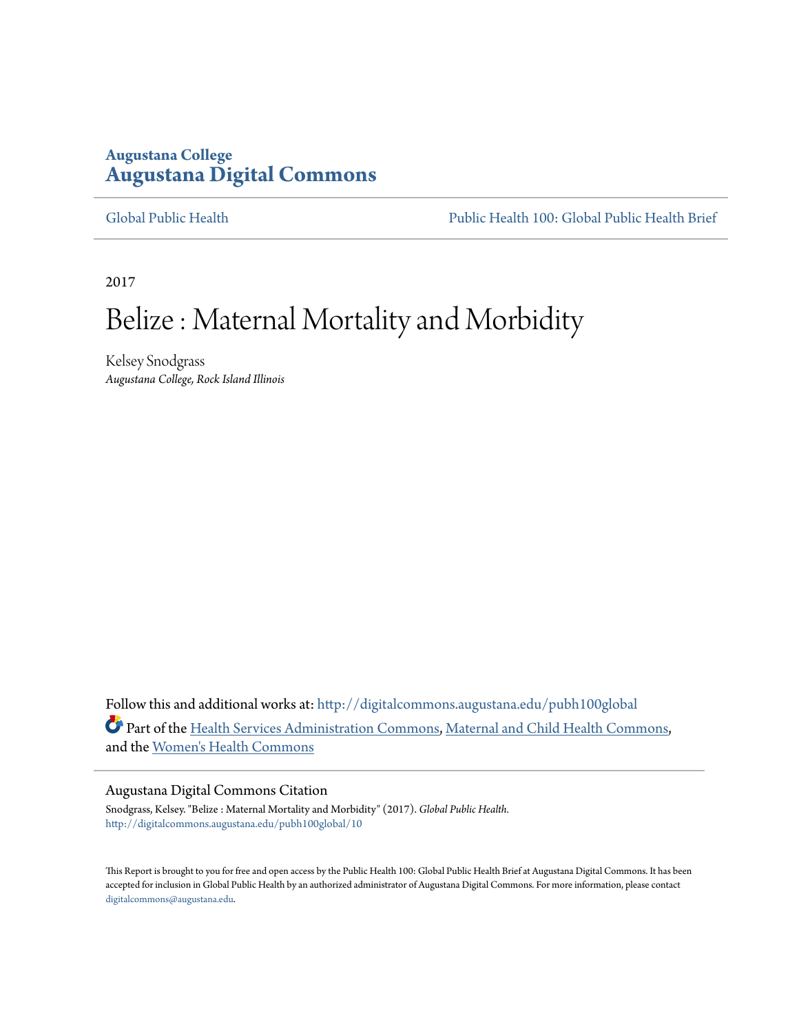Augustana College

**Augustana Digital Commons**

Global Public Health | Public Health 100: Global Public Health Brief

2017

# Belize : Maternal Mortality and Morbidity

Kelsey Snodgrass
*Augustana College, Rock Island Illinois*

Follow this and additional works at: http://digitalcommons.augustana.edu/pubh100global

Part of the Health Services Administration Commons, Maternal and Child Health Commons, and the Women's Health Commons

## Augustana Digital Commons Citation

Snodgrass, Kelsey. "Belize : Maternal Mortality and Morbidity" (2017). *Global Public Health.*
http://digitalcommons.augustana.edu/pubh100global/10

This Report is brought to you for free and open access by the Public Health 100: Global Public Health Brief at Augustana Digital Commons. It has been accepted for inclusion in Global Public Health by an authorized administrator of Augustana Digital Commons. For more information, please contact digitalcommons@augustana.edu.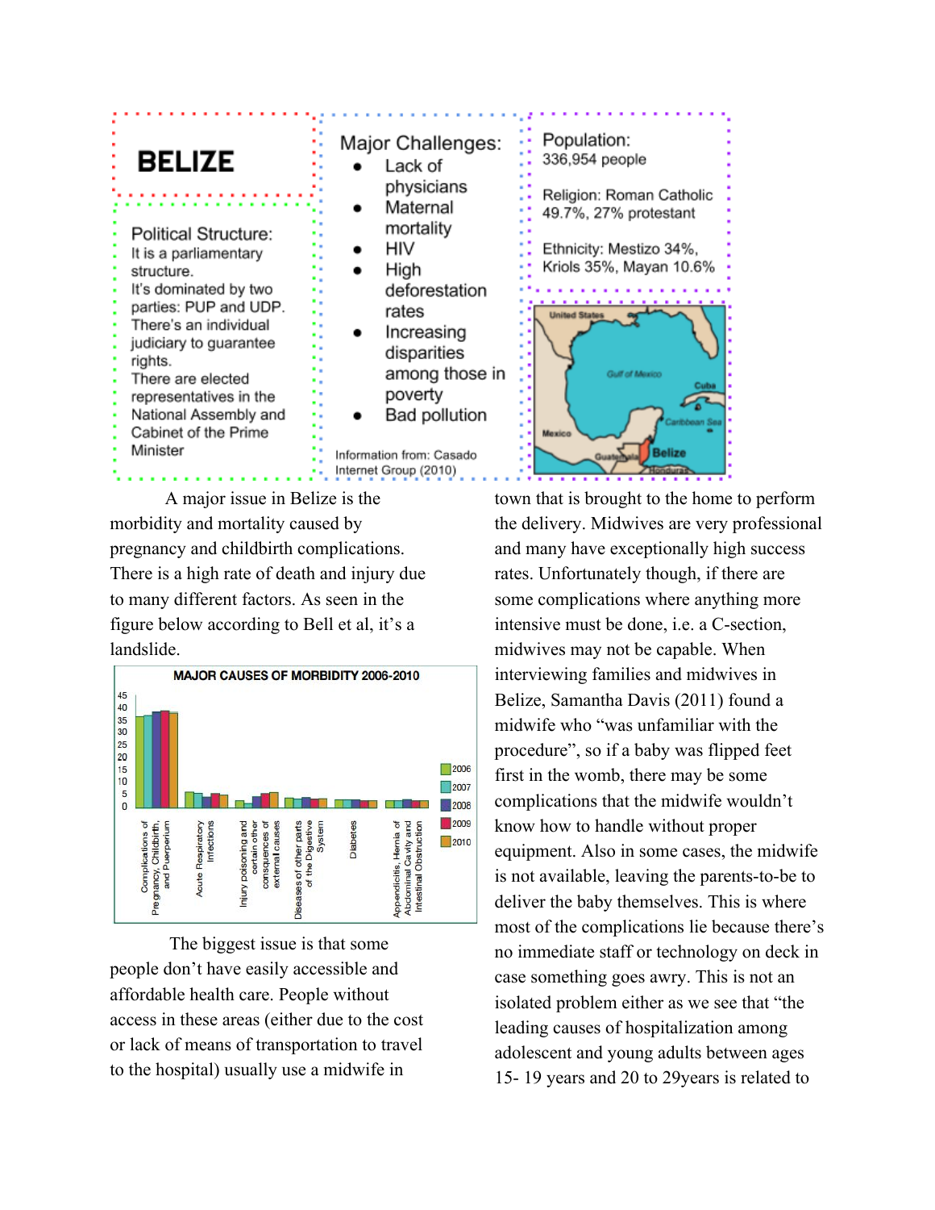# BELIZE

**Political Structure:**
It is a parliamentary structure.
It's dominated by two parties: PUP and UDP.
There's an individual judiciary to guarantee rights.
There are elected representatives in the National Assembly and Cabinet of the Prime Minister

**Major Challenges:**

- Lack of physicians
- Maternal mortality
- HIV
- High deforestation rates
- Increasing disparities among those in poverty
- Bad pollution

Information from: Casado Internet Group (2010)

**Population:**
336,954 people

Religion: Roman Catholic 49.7%, 27% protestant

Ethnicity: Mestizo 34%, Kriols 35%, Mayan 10.6%

United States
Gulf of Mexico
Cuba
Caribbean Sea
Mexico
Guatemala
Belize
Honduras

A major issue in Belize is the morbidity and mortality caused by pregnancy and childbirth complications. There is a high rate of death and injury due to many different factors. As seen in the figure below according to Bell et al, it's a landslide.

**MAJOR CAUSES OF MORBIDITY 2006-2010**

Legend: 2006, 2007, 2008, 2009, 2010

Y-axis: 0, 5, 10, 15, 20, 25, 30, 35, 40, 45

Categories: Complications of Pregnancy, Childbirth, and Puerperium; Acute Respiratory Infections; Injury poisoning and certain other consquences of external causes; Diseases of other parts of the Digestive System; Diabetes; Appendicitis, Hernia of Abdominal Cavity and Intestinal Obstruction

The biggest issue is that some people don't have easily accessible and affordable health care. People without access in these areas (either due to the cost or lack of means of transportation to travel to the hospital) usually use a midwife in town that is brought to the home to perform the delivery. Midwives are very professional and many have exceptionally high success rates. Unfortunately though, if there are some complications where anything more intensive must be done, i.e. a C-section, midwives may not be capable. When interviewing families and midwives in Belize, Samantha Davis (2011) found a midwife who "was unfamiliar with the procedure", so if a baby was flipped feet first in the womb, there may be some complications that the midwife wouldn't know how to handle without proper equipment. Also in some cases, the midwife is not available, leaving the parents-to-be to deliver the baby themselves. This is where most of the complications lie because there's no immediate staff or technology on deck in case something goes awry. This is not an isolated problem either as we see that "the leading causes of hospitalization among adolescent and young adults between ages 15- 19 years and 20 to 29years is related to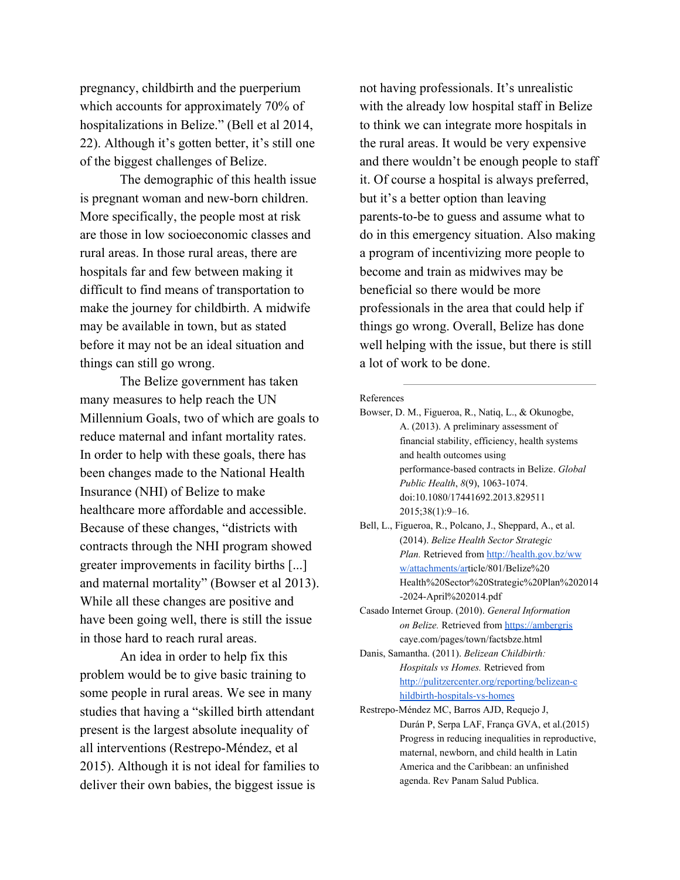pregnancy, childbirth and the puerperium which accounts for approximately 70% of hospitalizations in Belize." (Bell et al 2014, 22). Although it's gotten better, it's still one of the biggest challenges of Belize.

The demographic of this health issue is pregnant woman and new-born children. More specifically, the people most at risk are those in low socioeconomic classes and rural areas. In those rural areas, there are hospitals far and few between making it difficult to find means of transportation to make the journey for childbirth. A midwife may be available in town, but as stated before it may not be an ideal situation and things can still go wrong.

The Belize government has taken many measures to help reach the UN Millennium Goals, two of which are goals to reduce maternal and infant mortality rates. In order to help with these goals, there has been changes made to the National Health Insurance (NHI) of Belize to make healthcare more affordable and accessible. Because of these changes, "districts with contracts through the NHI program showed greater improvements in facility births [...] and maternal mortality" (Bowser et al 2013). While all these changes are positive and have been going well, there is still the issue in those hard to reach rural areas.

An idea in order to help fix this problem would be to give basic training to some people in rural areas. We see in many studies that having a "skilled birth attendant present is the largest absolute inequality of all interventions (Restrepo-Méndez, et al 2015). Although it is not ideal for families to deliver their own babies, the biggest issue is not having professionals. It's unrealistic with the already low hospital staff in Belize to think we can integrate more hospitals in the rural areas. It would be very expensive and there wouldn't be enough people to staff it. Of course a hospital is always preferred, but it's a better option than leaving parents-to-be to guess and assume what to do in this emergency situation. Also making a program of incentivizing more people to become and train as midwives may be beneficial so there would be more professionals in the area that could help if things go wrong. Overall, Belize has done well helping with the issue, but there is still a lot of work to be done.

---

References

Bowser, D. M., Figueroa, R., Natiq, L., & Okunogbe, A. (2013). A preliminary assessment of financial stability, efficiency, health systems and health outcomes using performance-based contracts in Belize. *Global Public Health*, *8*(9), 1063-1074. doi:10.1080/17441692.2013.829511 2015;38(1):9–16.

Bell, L., Figueroa, R., Polcano, J., Sheppard, A., et al. (2014). *Belize Health Sector Strategic Plan.* Retrieved from http://health.gov.bz/www/attachments/article/801/Belize%20Health%20Sector%20Strategic%20Plan%202014-2024-April%202014.pdf

Casado Internet Group. (2010). *General Information on Belize.* Retrieved from https://ambergriscaye.com/pages/town/factsbze.html

Danis, Samantha. (2011). *Belizean Childbirth: Hospitals vs Homes.* Retrieved from http://pulitzercenter.org/reporting/belizean-childbirth-hospitals-vs-homes

Restrepo-Méndez MC, Barros AJD, Requejo J, Durán P, Serpa LAF, França GVA, et al.(2015) Progress in reducing inequalities in reproductive, maternal, newborn, and child health in Latin America and the Caribbean: an unfinished agenda. Rev Panam Salud Publica.